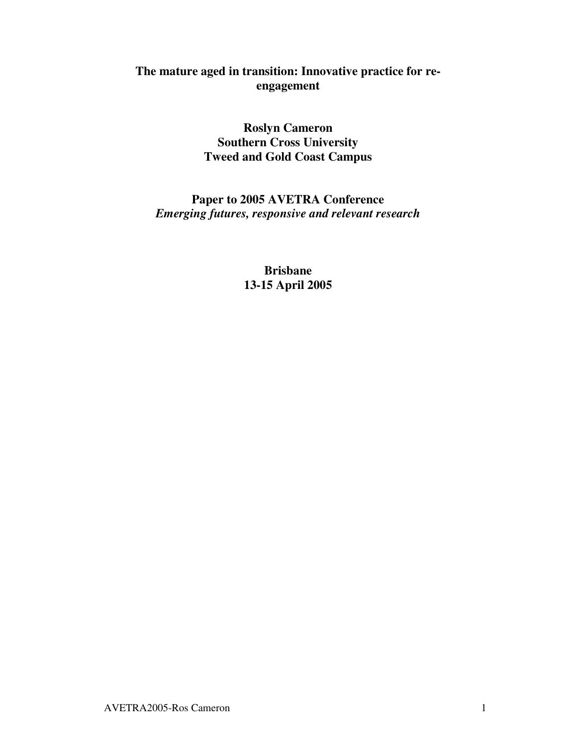# The mature aged in transition: Innovative practice for re-engagement

**Roslyn Cameron**
**Southern Cross University**
**Tweed and Gold Coast Campus**

**Paper to 2005 AVETRA Conference**
***Emerging futures, responsive and relevant research***

**Brisbane**
**13-15 April 2005**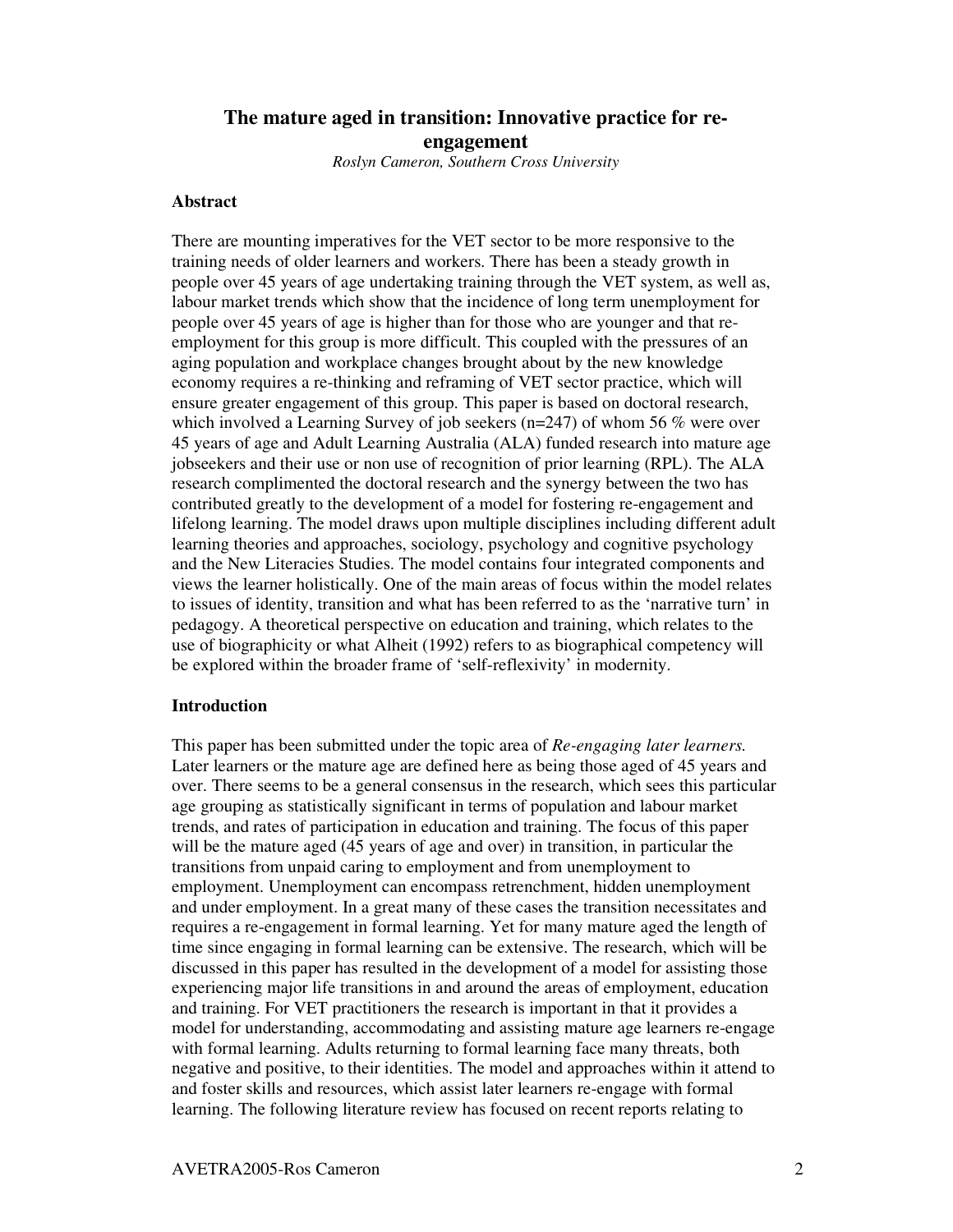# The mature aged in transition: Innovative practice for re-engagement

*Roslyn Cameron, Southern Cross University*

## Abstract

There are mounting imperatives for the VET sector to be more responsive to the training needs of older learners and workers. There has been a steady growth in people over 45 years of age undertaking training through the VET system, as well as, labour market trends which show that the incidence of long term unemployment for people over 45 years of age is higher than for those who are younger and that re-employment for this group is more difficult. This coupled with the pressures of an aging population and workplace changes brought about by the new knowledge economy requires a re-thinking and reframing of VET sector practice, which will ensure greater engagement of this group. This paper is based on doctoral research, which involved a Learning Survey of job seekers (n=247) of whom 56 % were over 45 years of age and Adult Learning Australia (ALA) funded research into mature age jobseekers and their use or non use of recognition of prior learning (RPL). The ALA research complimented the doctoral research and the synergy between the two has contributed greatly to the development of a model for fostering re-engagement and lifelong learning. The model draws upon multiple disciplines including different adult learning theories and approaches, sociology, psychology and cognitive psychology and the New Literacies Studies. The model contains four integrated components and views the learner holistically. One of the main areas of focus within the model relates to issues of identity, transition and what has been referred to as the 'narrative turn' in pedagogy. A theoretical perspective on education and training, which relates to the use of biographicity or what Alheit (1992) refers to as biographical competency will be explored within the broader frame of 'self-reflexivity' in modernity.

## Introduction

This paper has been submitted under the topic area of *Re-engaging later learners.* Later learners or the mature age are defined here as being those aged of 45 years and over. There seems to be a general consensus in the research, which sees this particular age grouping as statistically significant in terms of population and labour market trends, and rates of participation in education and training. The focus of this paper will be the mature aged (45 years of age and over) in transition, in particular the transitions from unpaid caring to employment and from unemployment to employment. Unemployment can encompass retrenchment, hidden unemployment and under employment. In a great many of these cases the transition necessitates and requires a re-engagement in formal learning. Yet for many mature aged the length of time since engaging in formal learning can be extensive. The research, which will be discussed in this paper has resulted in the development of a model for assisting those experiencing major life transitions in and around the areas of employment, education and training. For VET practitioners the research is important in that it provides a model for understanding, accommodating and assisting mature age learners re-engage with formal learning. Adults returning to formal learning face many threats, both negative and positive, to their identities. The model and approaches within it attend to and foster skills and resources, which assist later learners re-engage with formal learning. The following literature review has focused on recent reports relating to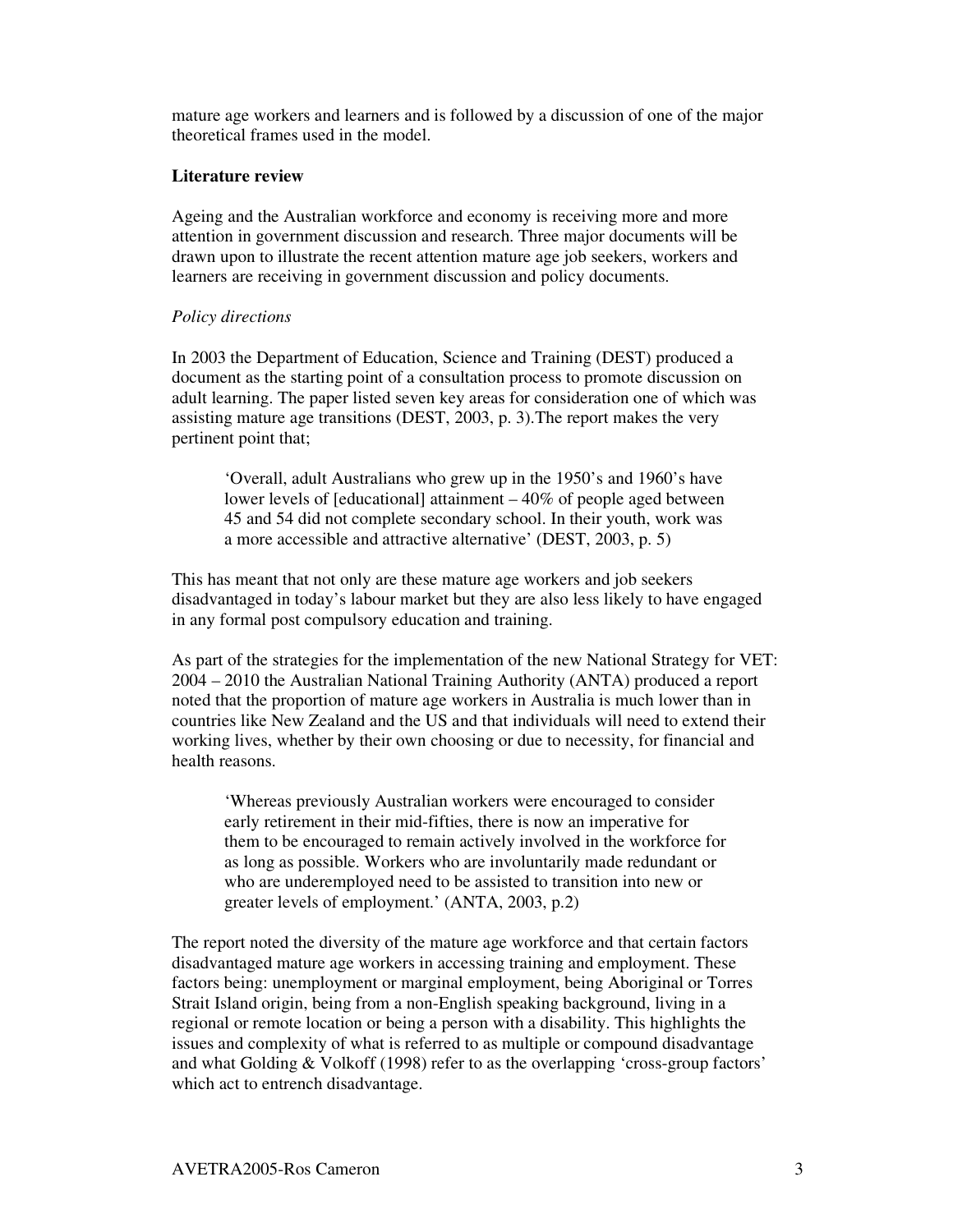mature age workers and learners and is followed by a discussion of one of the major theoretical frames used in the model.

## Literature review

Ageing and the Australian workforce and economy is receiving more and more attention in government discussion and research. Three major documents will be drawn upon to illustrate the recent attention mature age job seekers, workers and learners are receiving in government discussion and policy documents.

### *Policy directions*

In 2003 the Department of Education, Science and Training (DEST) produced a document as the starting point of a consultation process to promote discussion on adult learning. The paper listed seven key areas for consideration one of which was assisting mature age transitions (DEST, 2003, p. 3).The report makes the very pertinent point that;

> 'Overall, adult Australians who grew up in the 1950's and 1960's have lower levels of [educational] attainment – 40% of people aged between 45 and 54 did not complete secondary school. In their youth, work was a more accessible and attractive alternative' (DEST, 2003, p. 5)

This has meant that not only are these mature age workers and job seekers disadvantaged in today's labour market but they are also less likely to have engaged in any formal post compulsory education and training.

As part of the strategies for the implementation of the new National Strategy for VET: 2004 – 2010 the Australian National Training Authority (ANTA) produced a report noted that the proportion of mature age workers in Australia is much lower than in countries like New Zealand and the US and that individuals will need to extend their working lives, whether by their own choosing or due to necessity, for financial and health reasons.

> 'Whereas previously Australian workers were encouraged to consider early retirement in their mid-fifties, there is now an imperative for them to be encouraged to remain actively involved in the workforce for as long as possible. Workers who are involuntarily made redundant or who are underemployed need to be assisted to transition into new or greater levels of employment.' (ANTA, 2003, p.2)

The report noted the diversity of the mature age workforce and that certain factors disadvantaged mature age workers in accessing training and employment. These factors being: unemployment or marginal employment, being Aboriginal or Torres Strait Island origin, being from a non-English speaking background, living in a regional or remote location or being a person with a disability. This highlights the issues and complexity of what is referred to as multiple or compound disadvantage and what Golding & Volkoff (1998) refer to as the overlapping 'cross-group factors' which act to entrench disadvantage.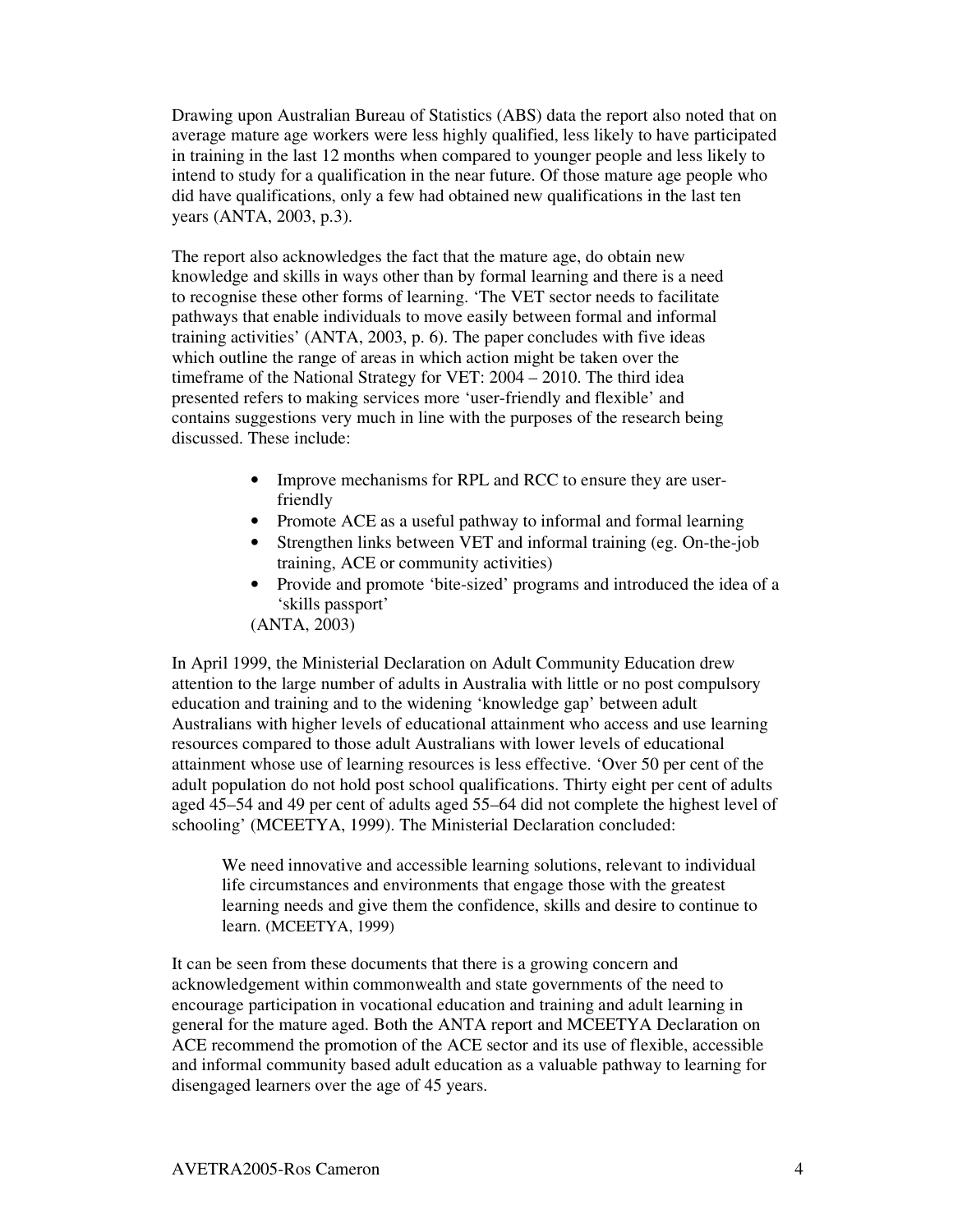Drawing upon Australian Bureau of Statistics (ABS) data the report also noted that on average mature age workers were less highly qualified, less likely to have participated in training in the last 12 months when compared to younger people and less likely to intend to study for a qualification in the near future. Of those mature age people who did have qualifications, only a few had obtained new qualifications in the last ten years (ANTA, 2003, p.3).

The report also acknowledges the fact that the mature age, do obtain new knowledge and skills in ways other than by formal learning and there is a need to recognise these other forms of learning. 'The VET sector needs to facilitate pathways that enable individuals to move easily between formal and informal training activities' (ANTA, 2003, p. 6). The paper concludes with five ideas which outline the range of areas in which action might be taken over the timeframe of the National Strategy for VET: 2004 – 2010. The third idea presented refers to making services more 'user-friendly and flexible' and contains suggestions very much in line with the purposes of the research being discussed. These include:

- Improve mechanisms for RPL and RCC to ensure they are user-friendly
- Promote ACE as a useful pathway to informal and formal learning
- Strengthen links between VET and informal training (eg. On-the-job training, ACE or community activities)
- Provide and promote 'bite-sized' programs and introduced the idea of a 'skills passport'

(ANTA, 2003)

In April 1999, the Ministerial Declaration on Adult Community Education drew attention to the large number of adults in Australia with little or no post compulsory education and training and to the widening 'knowledge gap' between adult Australians with higher levels of educational attainment who access and use learning resources compared to those adult Australians with lower levels of educational attainment whose use of learning resources is less effective. 'Over 50 per cent of the adult population do not hold post school qualifications. Thirty eight per cent of adults aged 45–54 and 49 per cent of adults aged 55–64 did not complete the highest level of schooling' (MCEETYA, 1999). The Ministerial Declaration concluded:

> We need innovative and accessible learning solutions, relevant to individual life circumstances and environments that engage those with the greatest learning needs and give them the confidence, skills and desire to continue to learn. (MCEETYA, 1999)

It can be seen from these documents that there is a growing concern and acknowledgement within commonwealth and state governments of the need to encourage participation in vocational education and training and adult learning in general for the mature aged. Both the ANTA report and MCEETYA Declaration on ACE recommend the promotion of the ACE sector and its use of flexible, accessible and informal community based adult education as a valuable pathway to learning for disengaged learners over the age of 45 years.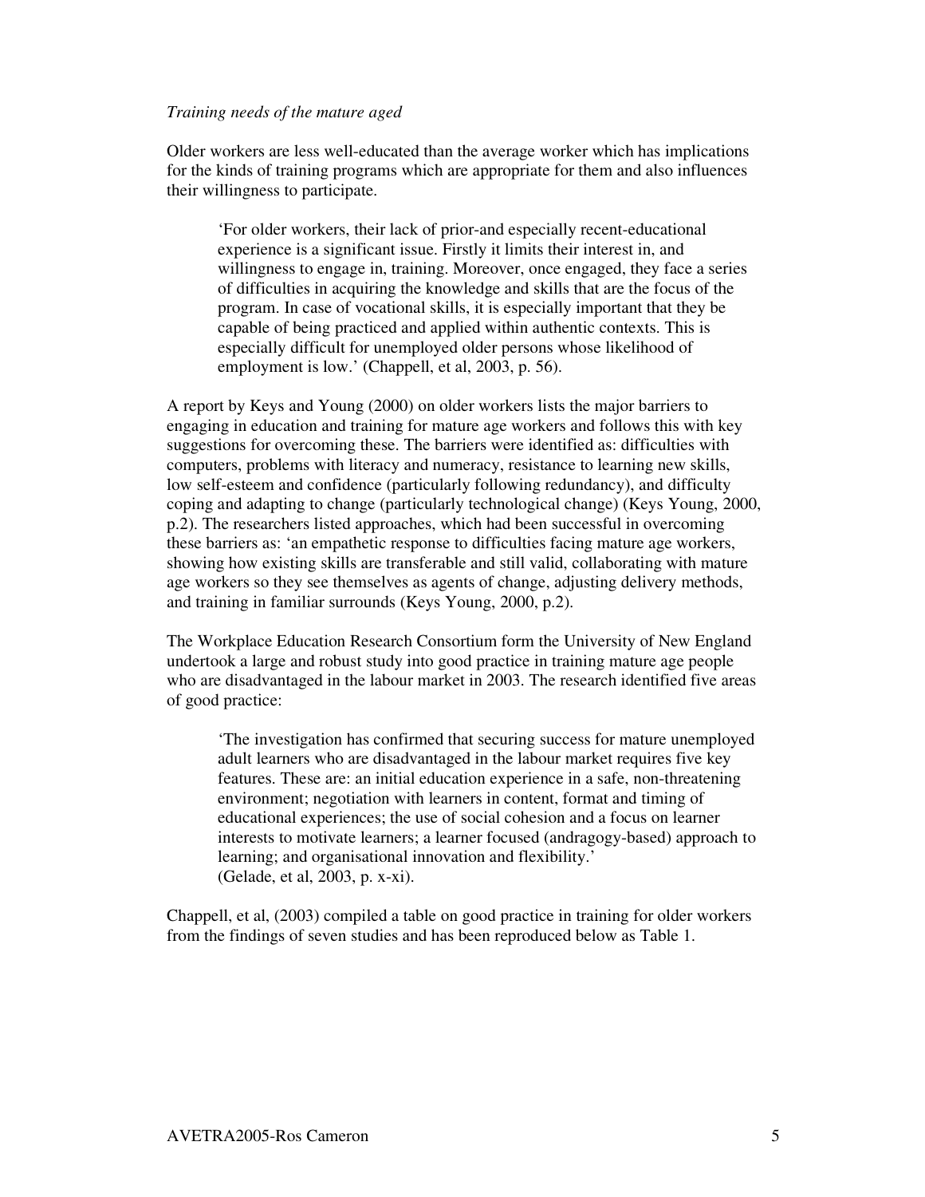*Training needs of the mature aged*

Older workers are less well-educated than the average worker which has implications for the kinds of training programs which are appropriate for them and also influences their willingness to participate.

> 'For older workers, their lack of prior-and especially recent-educational experience is a significant issue. Firstly it limits their interest in, and willingness to engage in, training. Moreover, once engaged, they face a series of difficulties in acquiring the knowledge and skills that are the focus of the program. In case of vocational skills, it is especially important that they be capable of being practiced and applied within authentic contexts. This is especially difficult for unemployed older persons whose likelihood of employment is low.' (Chappell, et al, 2003, p. 56).

A report by Keys and Young (2000) on older workers lists the major barriers to engaging in education and training for mature age workers and follows this with key suggestions for overcoming these. The barriers were identified as: difficulties with computers, problems with literacy and numeracy, resistance to learning new skills, low self-esteem and confidence (particularly following redundancy), and difficulty coping and adapting to change (particularly technological change) (Keys Young, 2000, p.2). The researchers listed approaches, which had been successful in overcoming these barriers as: 'an empathetic response to difficulties facing mature age workers, showing how existing skills are transferable and still valid, collaborating with mature age workers so they see themselves as agents of change, adjusting delivery methods, and training in familiar surrounds (Keys Young, 2000, p.2).

The Workplace Education Research Consortium form the University of New England undertook a large and robust study into good practice in training mature age people who are disadvantaged in the labour market in 2003. The research identified five areas of good practice:

> 'The investigation has confirmed that securing success for mature unemployed adult learners who are disadvantaged in the labour market requires five key features. These are: an initial education experience in a safe, non-threatening environment; negotiation with learners in content, format and timing of educational experiences; the use of social cohesion and a focus on learner interests to motivate learners; a learner focused (andragogy-based) approach to learning; and organisational innovation and flexibility.'
> (Gelade, et al, 2003, p. x-xi).

Chappell, et al, (2003) compiled a table on good practice in training for older workers from the findings of seven studies and has been reproduced below as Table 1.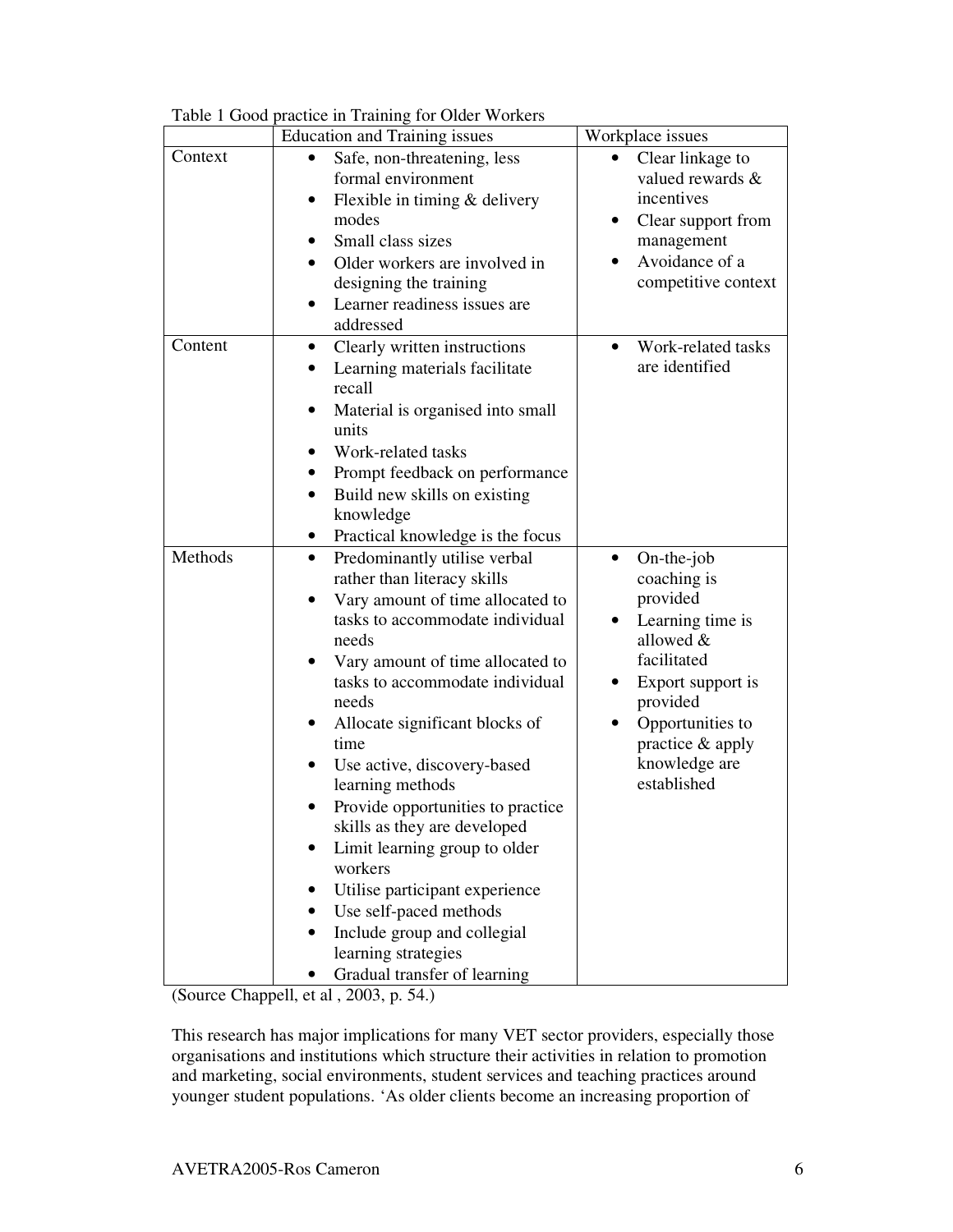Table 1 Good practice in Training for Older Workers

| | Education and Training issues | Workplace issues |
|---|---|---|
| Context | • Safe, non-threatening, less formal environment<br>• Flexible in timing & delivery modes<br>• Small class sizes<br>• Older workers are involved in designing the training<br>• Learner readiness issues are addressed | • Clear linkage to valued rewards & incentives<br>• Clear support from management<br>• Avoidance of a competitive context |
| Content | • Clearly written instructions<br>• Learning materials facilitate recall<br>• Material is organised into small units<br>• Work-related tasks<br>• Prompt feedback on performance<br>• Build new skills on existing knowledge<br>• Practical knowledge is the focus | • Work-related tasks are identified |
| Methods | • Predominantly utilise verbal rather than literacy skills<br>• Vary amount of time allocated to tasks to accommodate individual needs<br>• Vary amount of time allocated to tasks to accommodate individual needs<br>• Allocate significant blocks of time<br>• Use active, discovery-based learning methods<br>• Provide opportunities to practice skills as they are developed<br>• Limit learning group to older workers<br>• Utilise participant experience<br>• Use self-paced methods<br>• Include group and collegial learning strategies<br>• Gradual transfer of learning | • On-the-job coaching is provided<br>• Learning time is allowed & facilitated<br>• Export support is provided<br>• Opportunities to practice & apply knowledge are established |

(Source Chappell, et al , 2003, p. 54.)

This research has major implications for many VET sector providers, especially those organisations and institutions which structure their activities in relation to promotion and marketing, social environments, student services and teaching practices around younger student populations. 'As older clients become an increasing proportion of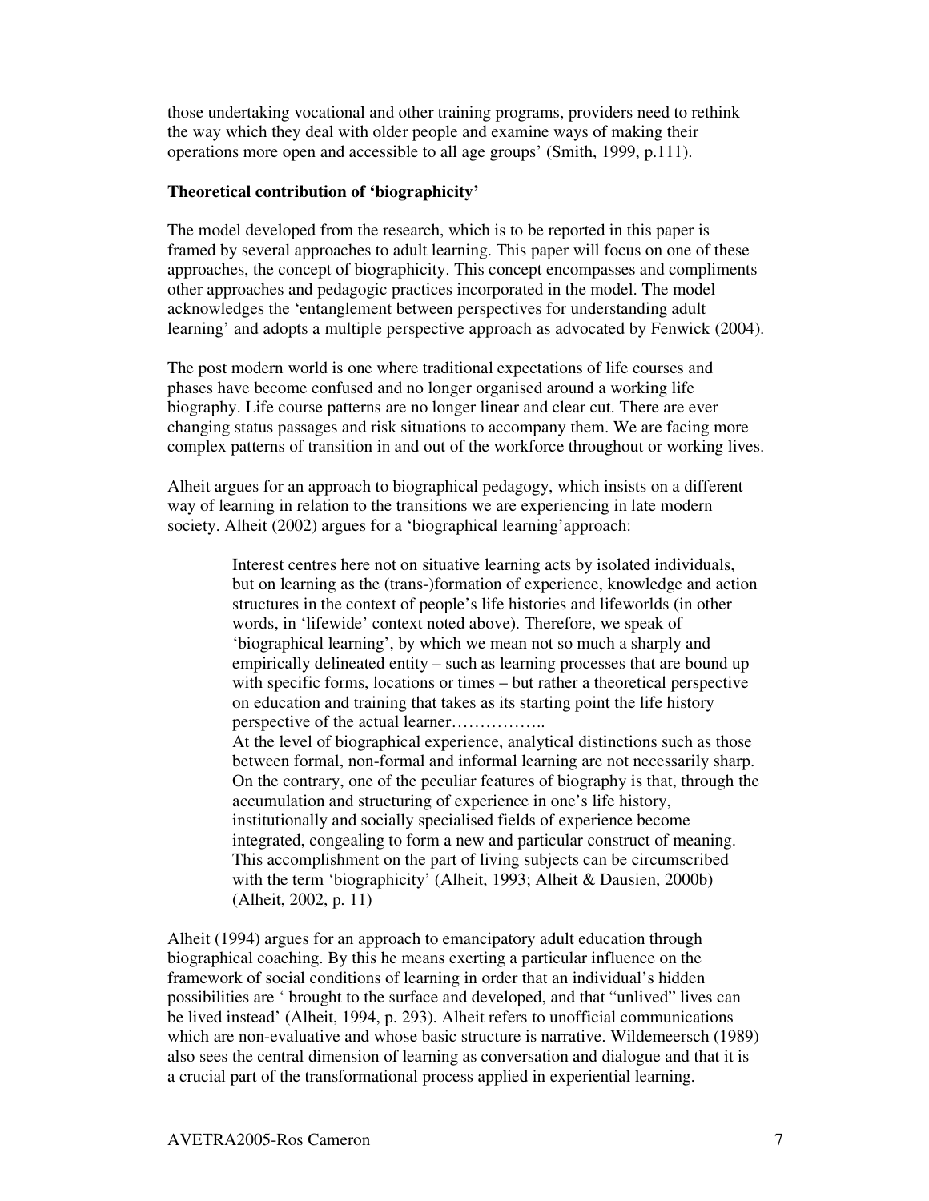those undertaking vocational and other training programs, providers need to rethink the way which they deal with older people and examine ways of making their operations more open and accessible to all age groups' (Smith, 1999, p.111).

**Theoretical contribution of 'biographicity'**

The model developed from the research, which is to be reported in this paper is framed by several approaches to adult learning. This paper will focus on one of these approaches, the concept of biographicity. This concept encompasses and compliments other approaches and pedagogic practices incorporated in the model. The model acknowledges the 'entanglement between perspectives for understanding adult learning' and adopts a multiple perspective approach as advocated by Fenwick (2004).

The post modern world is one where traditional expectations of life courses and phases have become confused and no longer organised around a working life biography. Life course patterns are no longer linear and clear cut. There are ever changing status passages and risk situations to accompany them. We are facing more complex patterns of transition in and out of the workforce throughout or working lives.

Alheit argues for an approach to biographical pedagogy, which insists on a different way of learning in relation to the transitions we are experiencing in late modern society. Alheit (2002) argues for a 'biographical learning'approach:

> Interest centres here not on situative learning acts by isolated individuals, but on learning as the (trans-)formation of experience, knowledge and action structures in the context of people's life histories and lifeworlds (in other words, in 'lifewide' context noted above). Therefore, we speak of 'biographical learning', by which we mean not so much a sharply and empirically delineated entity – such as learning processes that are bound up with specific forms, locations or times – but rather a theoretical perspective on education and training that takes as its starting point the life history perspective of the actual learner……………..
> At the level of biographical experience, analytical distinctions such as those between formal, non-formal and informal learning are not necessarily sharp. On the contrary, one of the peculiar features of biography is that, through the accumulation and structuring of experience in one's life history, institutionally and socially specialised fields of experience become integrated, congealing to form a new and particular construct of meaning. This accomplishment on the part of living subjects can be circumscribed with the term 'biographicity' (Alheit, 1993; Alheit & Dausien, 2000b) (Alheit, 2002, p. 11)

Alheit (1994) argues for an approach to emancipatory adult education through biographical coaching. By this he means exerting a particular influence on the framework of social conditions of learning in order that an individual's hidden possibilities are ' brought to the surface and developed, and that "unlived" lives can be lived instead' (Alheit, 1994, p. 293). Alheit refers to unofficial communications which are non-evaluative and whose basic structure is narrative. Wildemeersch (1989) also sees the central dimension of learning as conversation and dialogue and that it is a crucial part of the transformational process applied in experiential learning.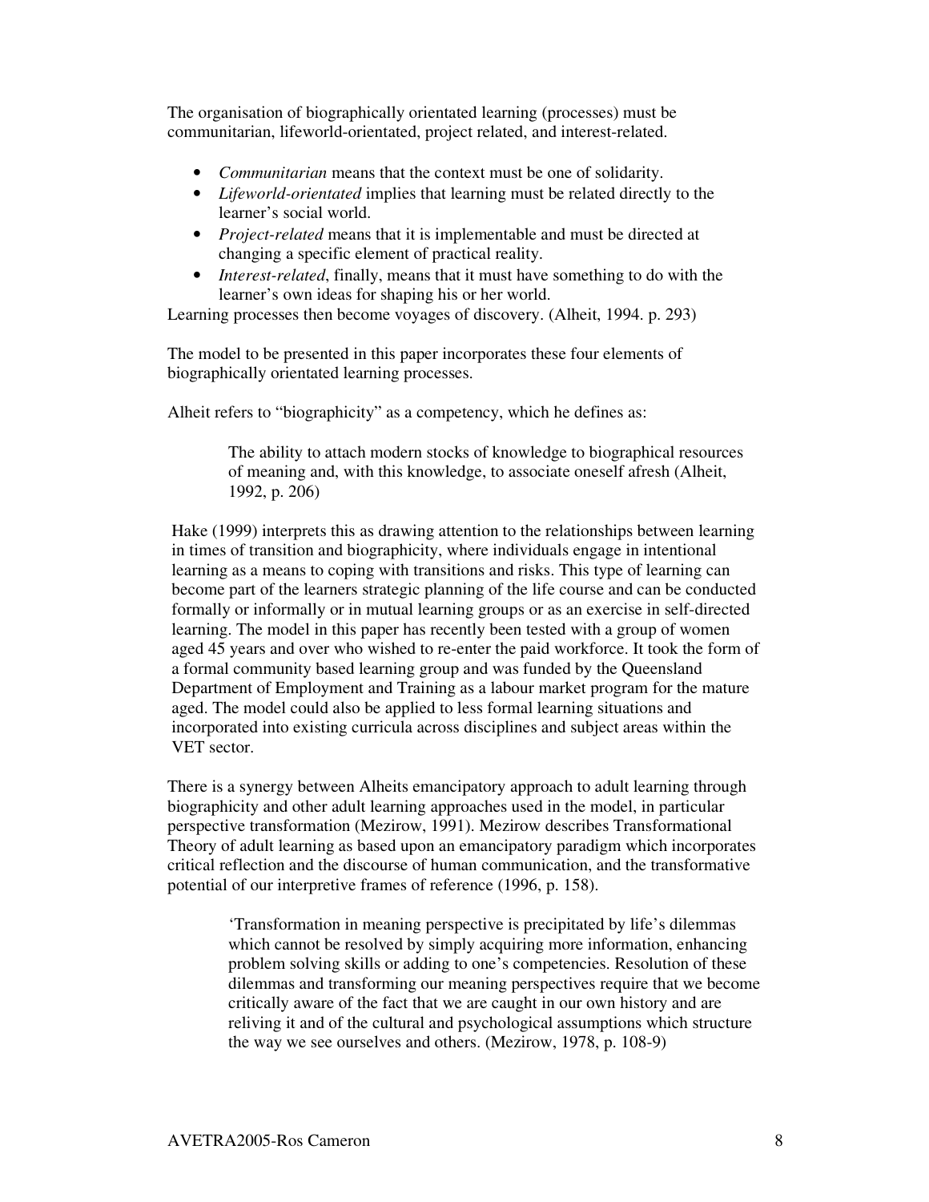The organisation of biographically orientated learning (processes) must be communitarian, lifeworld-orientated, project related, and interest-related.

- *Communitarian* means that the context must be one of solidarity.
- *Lifeworld-orientated* implies that learning must be related directly to the learner's social world.
- *Project-related* means that it is implementable and must be directed at changing a specific element of practical reality.
- *Interest-related*, finally, means that it must have something to do with the learner's own ideas for shaping his or her world.

Learning processes then become voyages of discovery. (Alheit, 1994. p. 293)

The model to be presented in this paper incorporates these four elements of biographically orientated learning processes.

Alheit refers to "biographicity" as a competency, which he defines as:

> The ability to attach modern stocks of knowledge to biographical resources of meaning and, with this knowledge, to associate oneself afresh (Alheit, 1992, p. 206)

Hake (1999) interprets this as drawing attention to the relationships between learning in times of transition and biographicity, where individuals engage in intentional learning as a means to coping with transitions and risks. This type of learning can become part of the learners strategic planning of the life course and can be conducted formally or informally or in mutual learning groups or as an exercise in self-directed learning. The model in this paper has recently been tested with a group of women aged 45 years and over who wished to re-enter the paid workforce. It took the form of a formal community based learning group and was funded by the Queensland Department of Employment and Training as a labour market program for the mature aged. The model could also be applied to less formal learning situations and incorporated into existing curricula across disciplines and subject areas within the VET sector.

There is a synergy between Alheits emancipatory approach to adult learning through biographicity and other adult learning approaches used in the model, in particular perspective transformation (Mezirow, 1991). Mezirow describes Transformational Theory of adult learning as based upon an emancipatory paradigm which incorporates critical reflection and the discourse of human communication, and the transformative potential of our interpretive frames of reference (1996, p. 158).

> 'Transformation in meaning perspective is precipitated by life's dilemmas which cannot be resolved by simply acquiring more information, enhancing problem solving skills or adding to one's competencies. Resolution of these dilemmas and transforming our meaning perspectives require that we become critically aware of the fact that we are caught in our own history and are reliving it and of the cultural and psychological assumptions which structure the way we see ourselves and others. (Mezirow, 1978, p. 108-9)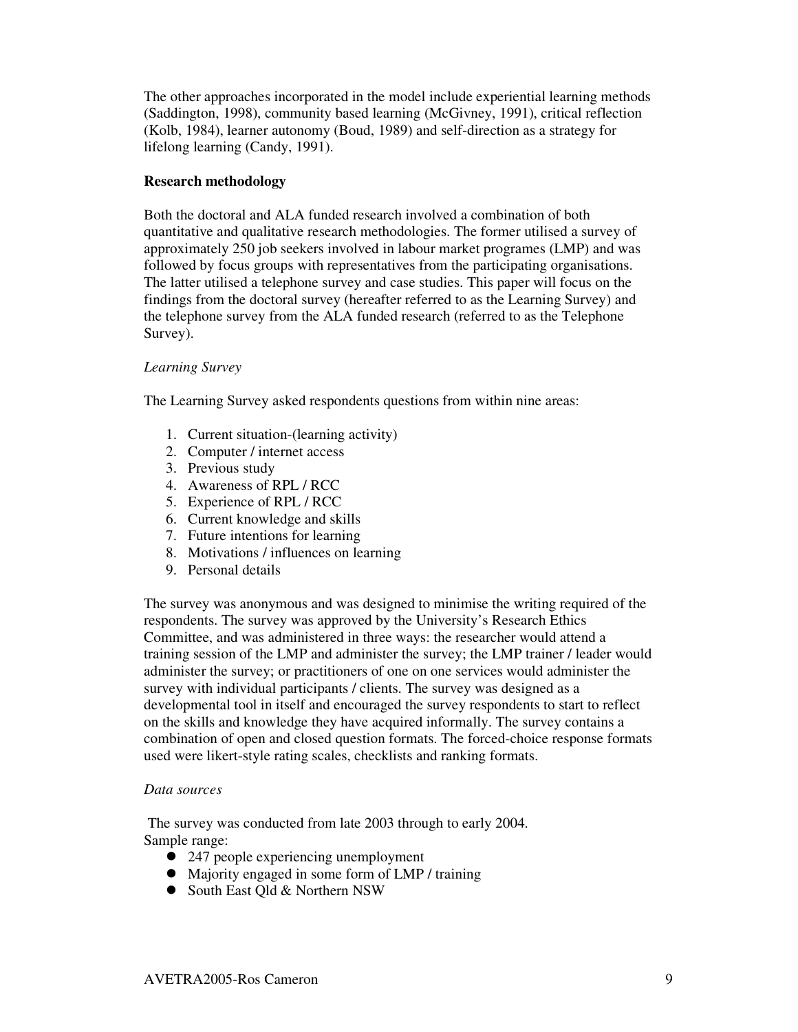The other approaches incorporated in the model include experiential learning methods (Saddington, 1998), community based learning (McGivney, 1991), critical reflection (Kolb, 1984), learner autonomy (Boud, 1989) and self-direction as a strategy for lifelong learning (Candy, 1991).

**Research methodology**

Both the doctoral and ALA funded research involved a combination of both quantitative and qualitative research methodologies. The former utilised a survey of approximately 250 job seekers involved in labour market programes (LMP) and was followed by focus groups with representatives from the participating organisations. The latter utilised a telephone survey and case studies. This paper will focus on the findings from the doctoral survey (hereafter referred to as the Learning Survey) and the telephone survey from the ALA funded research (referred to as the Telephone Survey).

*Learning Survey*

The Learning Survey asked respondents questions from within nine areas:

1. Current situation-(learning activity)
2. Computer / internet access
3. Previous study
4. Awareness of RPL / RCC
5. Experience of RPL / RCC
6. Current knowledge and skills
7. Future intentions for learning
8. Motivations / influences on learning
9. Personal details

The survey was anonymous and was designed to minimise the writing required of the respondents. The survey was approved by the University's Research Ethics Committee, and was administered in three ways: the researcher would attend a training session of the LMP and administer the survey; the LMP trainer / leader would administer the survey; or practitioners of one on one services would administer the survey with individual participants / clients. The survey was designed as a developmental tool in itself and encouraged the survey respondents to start to reflect on the skills and knowledge they have acquired informally. The survey contains a combination of open and closed question formats. The forced-choice response formats used were likert-style rating scales, checklists and ranking formats.

*Data sources*

The survey was conducted from late 2003 through to early 2004.
Sample range:

- 247 people experiencing unemployment
- Majority engaged in some form of LMP / training
- South East Qld & Northern NSW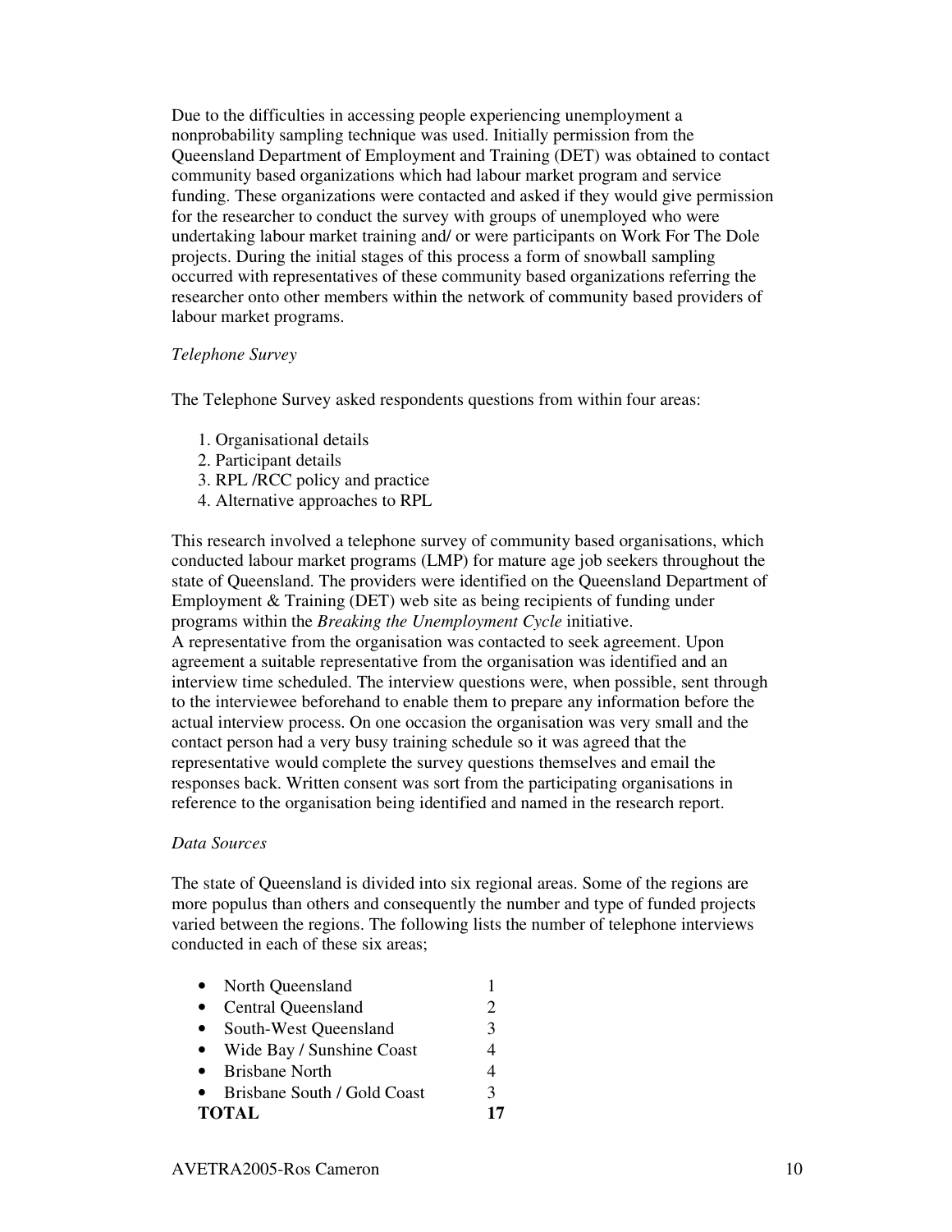Due to the difficulties in accessing people experiencing unemployment a nonprobability sampling technique was used. Initially permission from the Queensland Department of Employment and Training (DET) was obtained to contact community based organizations which had labour market program and service funding. These organizations were contacted and asked if they would give permission for the researcher to conduct the survey with groups of unemployed who were undertaking labour market training and/ or were participants on Work For The Dole projects. During the initial stages of this process a form of snowball sampling occurred with representatives of these community based organizations referring the researcher onto other members within the network of community based providers of labour market programs.

*Telephone Survey*

The Telephone Survey asked respondents questions from within four areas:

1. Organisational details
2. Participant details
3. RPL /RCC policy and practice
4. Alternative approaches to RPL

This research involved a telephone survey of community based organisations, which conducted labour market programs (LMP) for mature age job seekers throughout the state of Queensland. The providers were identified on the Queensland Department of Employment & Training (DET) web site as being recipients of funding under programs within the *Breaking the Unemployment Cycle* initiative.
A representative from the organisation was contacted to seek agreement. Upon agreement a suitable representative from the organisation was identified and an interview time scheduled. The interview questions were, when possible, sent through to the interviewee beforehand to enable them to prepare any information before the actual interview process. On one occasion the organisation was very small and the contact person had a very busy training schedule so it was agreed that the representative would complete the survey questions themselves and email the responses back. Written consent was sort from the participating organisations in reference to the organisation being identified and named in the research report.

*Data Sources*

The state of Queensland is divided into six regional areas. Some of the regions are more populus than others and consequently the number and type of funded projects varied between the regions. The following lists the number of telephone interviews conducted in each of these six areas;

| Region | Interviews |
|---|---|
| • North Queensland | 1 |
| • Central Queensland | 2 |
| • South-West Queensland | 3 |
| • Wide Bay / Sunshine Coast | 4 |
| • Brisbane North | 4 |
| • Brisbane South / Gold Coast | 3 |
| **TOTAL** | **17** |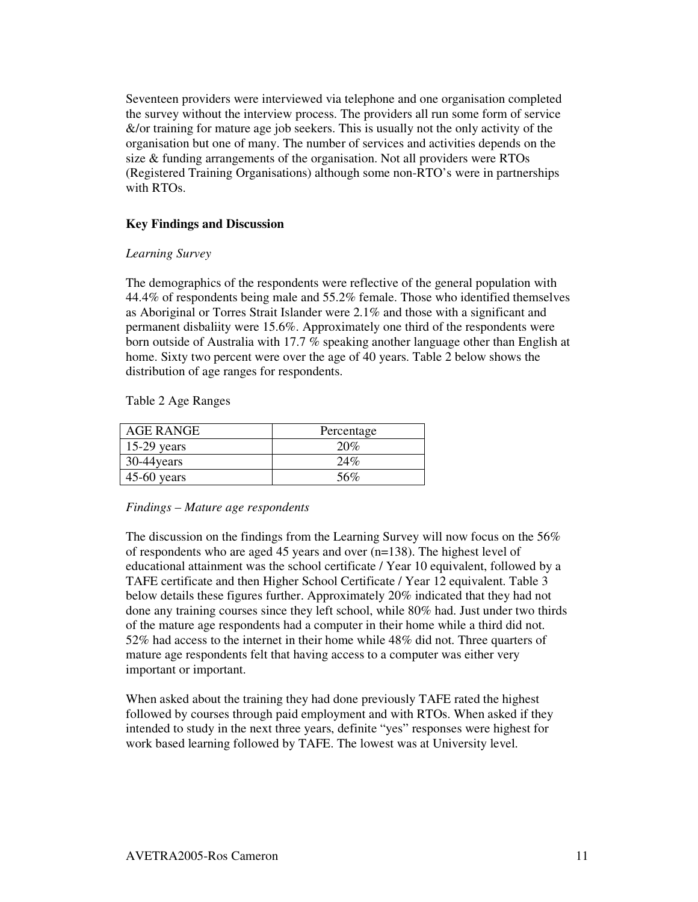Seventeen providers were interviewed via telephone and one organisation completed the survey without the interview process. The providers all run some form of service &/or training for mature age job seekers. This is usually not the only activity of the organisation but one of many. The number of services and activities depends on the size & funding arrangements of the organisation. Not all providers were RTOs (Registered Training Organisations) although some non-RTO's were in partnerships with RTOs.

**Key Findings and Discussion**

*Learning Survey*

The demographics of the respondents were reflective of the general population with 44.4% of respondents being male and 55.2% female. Those who identified themselves as Aboriginal or Torres Strait Islander were 2.1% and those with a significant and permanent disbaliity were 15.6%. Approximately one third of the respondents were born outside of Australia with 17.7 % speaking another language other than English at home. Sixty two percent were over the age of 40 years. Table 2 below shows the distribution of age ranges for respondents.

Table 2 Age Ranges

| AGE RANGE | Percentage |
|---|---|
| 15-29 years | 20% |
| 30-44years | 24% |
| 45-60 years | 56% |

*Findings – Mature age respondents*

The discussion on the findings from the Learning Survey will now focus on the 56% of respondents who are aged 45 years and over (n=138). The highest level of educational attainment was the school certificate / Year 10 equivalent, followed by a TAFE certificate and then Higher School Certificate / Year 12 equivalent. Table 3 below details these figures further. Approximately 20% indicated that they had not done any training courses since they left school, while 80% had. Just under two thirds of the mature age respondents had a computer in their home while a third did not. 52% had access to the internet in their home while 48% did not. Three quarters of mature age respondents felt that having access to a computer was either very important or important.

When asked about the training they had done previously TAFE rated the highest followed by courses through paid employment and with RTOs. When asked if they intended to study in the next three years, definite "yes" responses were highest for work based learning followed by TAFE. The lowest was at University level.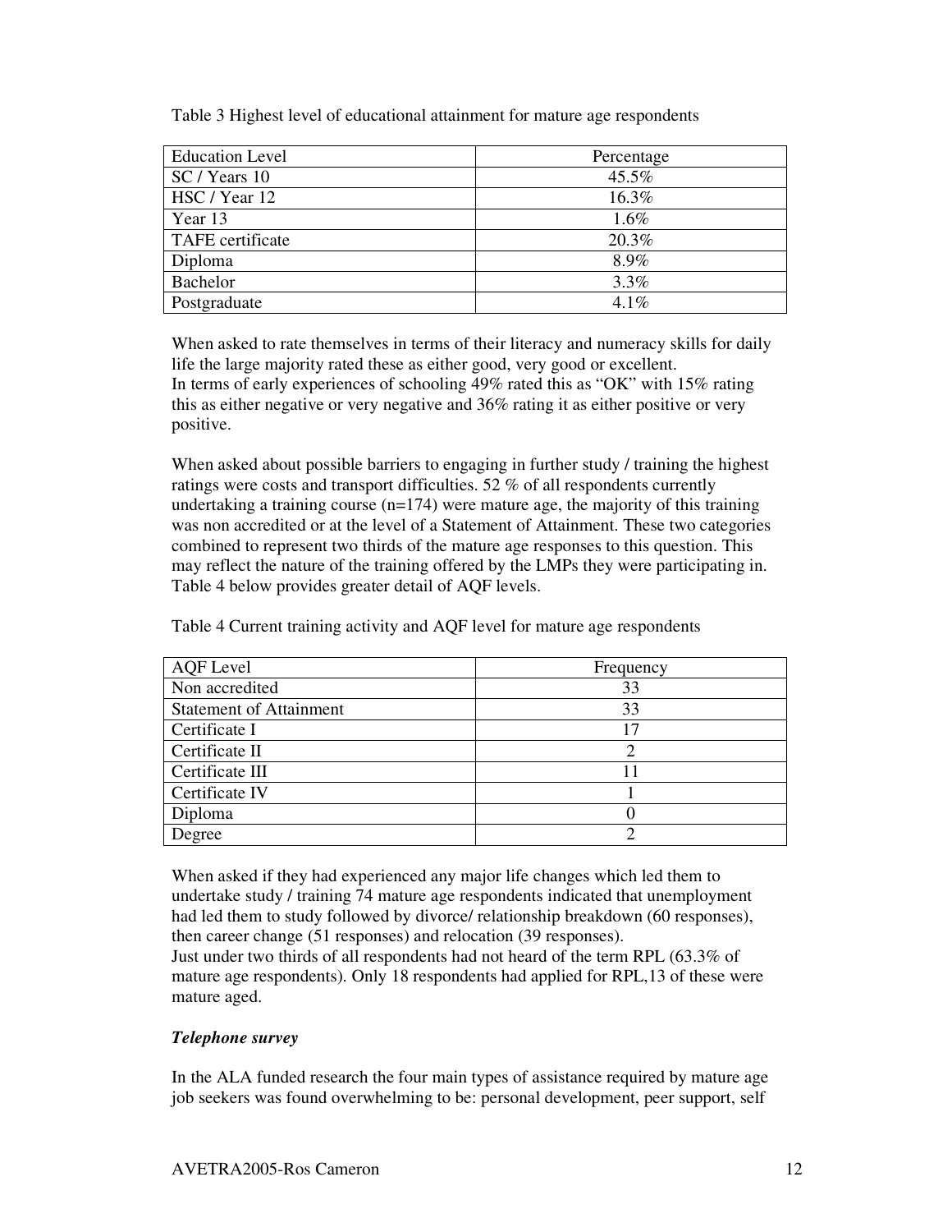Table 3 Highest level of educational attainment for mature age respondents

| Education Level | Percentage |
|---|---|
| SC / Years 10 | 45.5% |
| HSC / Year 12 | 16.3% |
| Year 13 | 1.6% |
| TAFE certificate | 20.3% |
| Diploma | 8.9% |
| Bachelor | 3.3% |
| Postgraduate | 4.1% |

When asked to rate themselves in terms of their literacy and numeracy skills for daily life the large majority rated these as either good, very good or excellent.
In terms of early experiences of schooling 49% rated this as "OK" with 15% rating this as either negative or very negative and 36% rating it as either positive or very positive.

When asked about possible barriers to engaging in further study / training the highest ratings were costs and transport difficulties. 52 % of all respondents currently undertaking a training course (n=174) were mature age, the majority of this training was non accredited or at the level of a Statement of Attainment. These two categories combined to represent two thirds of the mature age responses to this question. This may reflect the nature of the training offered by the LMPs they were participating in. Table 4 below provides greater detail of AQF levels.

Table 4 Current training activity and AQF level for mature age respondents

| AQF Level | Frequency |
|---|---|
| Non accredited | 33 |
| Statement of Attainment | 33 |
| Certificate I | 17 |
| Certificate II | 2 |
| Certificate III | 11 |
| Certificate IV | 1 |
| Diploma | 0 |
| Degree | 2 |

When asked if they had experienced any major life changes which led them to undertake study / training 74 mature age respondents indicated that unemployment had led them to study followed by divorce/ relationship breakdown (60 responses), then career change (51 responses) and relocation (39 responses).
Just under two thirds of all respondents had not heard of the term RPL (63.3% of mature age respondents). Only 18 respondents had applied for RPL,13 of these were mature aged.

### *Telephone survey*

In the ALA funded research the four main types of assistance required by mature age job seekers was found overwhelming to be: personal development, peer support, self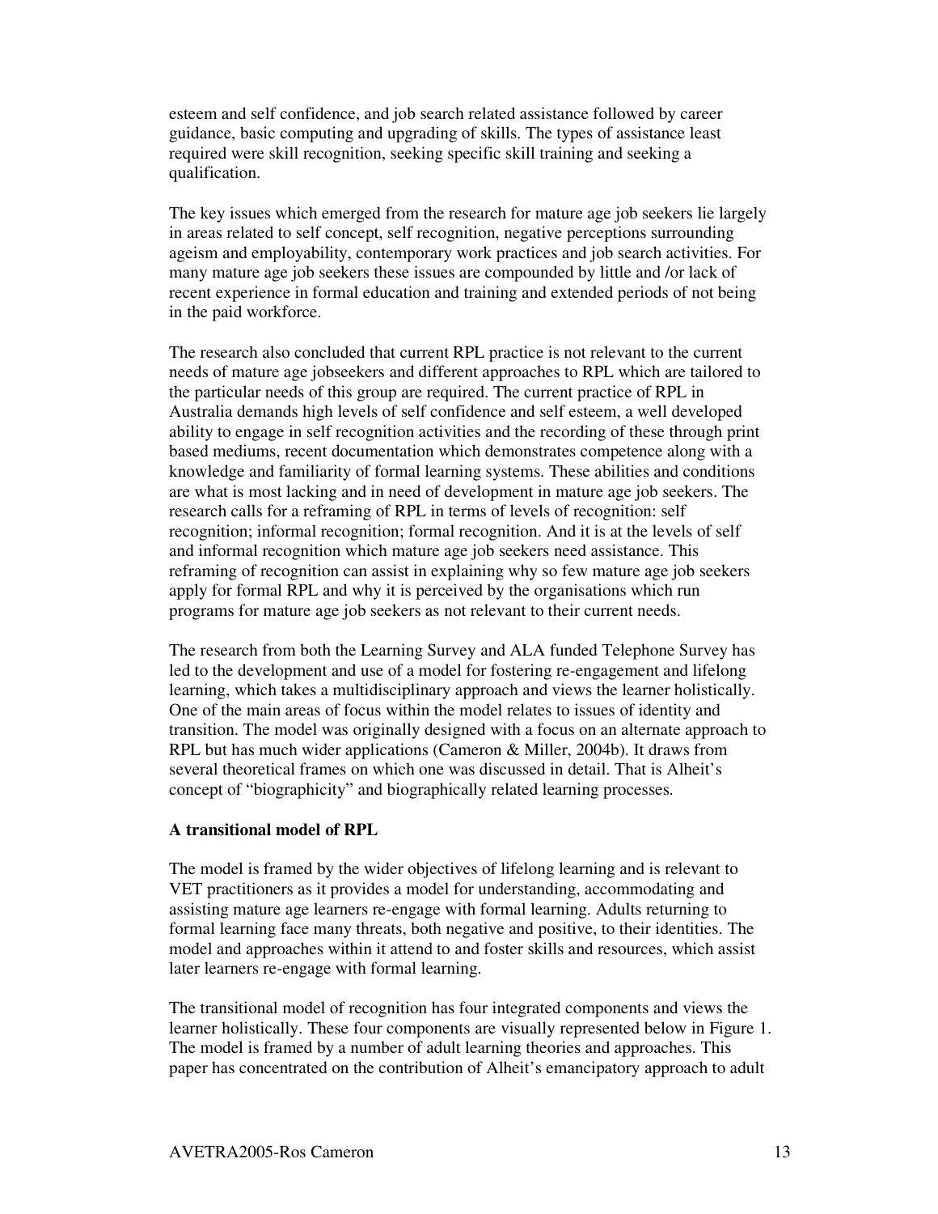esteem and self confidence, and job search related assistance followed by career guidance, basic computing and upgrading of skills. The types of assistance least required were skill recognition, seeking specific skill training and seeking a qualification.

The key issues which emerged from the research for mature age job seekers lie largely in areas related to self concept, self recognition, negative perceptions surrounding ageism and employability, contemporary work practices and job search activities. For many mature age job seekers these issues are compounded by little and /or lack of recent experience in formal education and training and extended periods of not being in the paid workforce.

The research also concluded that current RPL practice is not relevant to the current needs of mature age jobseekers and different approaches to RPL which are tailored to the particular needs of this group are required. The current practice of RPL in Australia demands high levels of self confidence and self esteem, a well developed ability to engage in self recognition activities and the recording of these through print based mediums, recent documentation which demonstrates competence along with a knowledge and familiarity of formal learning systems. These abilities and conditions are what is most lacking and in need of development in mature age job seekers. The research calls for a reframing of RPL in terms of levels of recognition: self recognition; informal recognition; formal recognition. And it is at the levels of self and informal recognition which mature age job seekers need assistance. This reframing of recognition can assist in explaining why so few mature age job seekers apply for formal RPL and why it is perceived by the organisations which run programs for mature age job seekers as not relevant to their current needs.

The research from both the Learning Survey and ALA funded Telephone Survey has led to the development and use of a model for fostering re-engagement and lifelong learning, which takes a multidisciplinary approach and views the learner holistically. One of the main areas of focus within the model relates to issues of identity and transition. The model was originally designed with a focus on an alternate approach to RPL but has much wider applications (Cameron & Miller, 2004b). It draws from several theoretical frames on which one was discussed in detail. That is Alheit's concept of "biographicity" and biographically related learning processes.

**A transitional model of RPL**

The model is framed by the wider objectives of lifelong learning and is relevant to VET practitioners as it provides a model for understanding, accommodating and assisting mature age learners re-engage with formal learning. Adults returning to formal learning face many threats, both negative and positive, to their identities. The model and approaches within it attend to and foster skills and resources, which assist later learners re-engage with formal learning.

The transitional model of recognition has four integrated components and views the learner holistically. These four components are visually represented below in Figure 1. The model is framed by a number of adult learning theories and approaches. This paper has concentrated on the contribution of Alheit's emancipatory approach to adult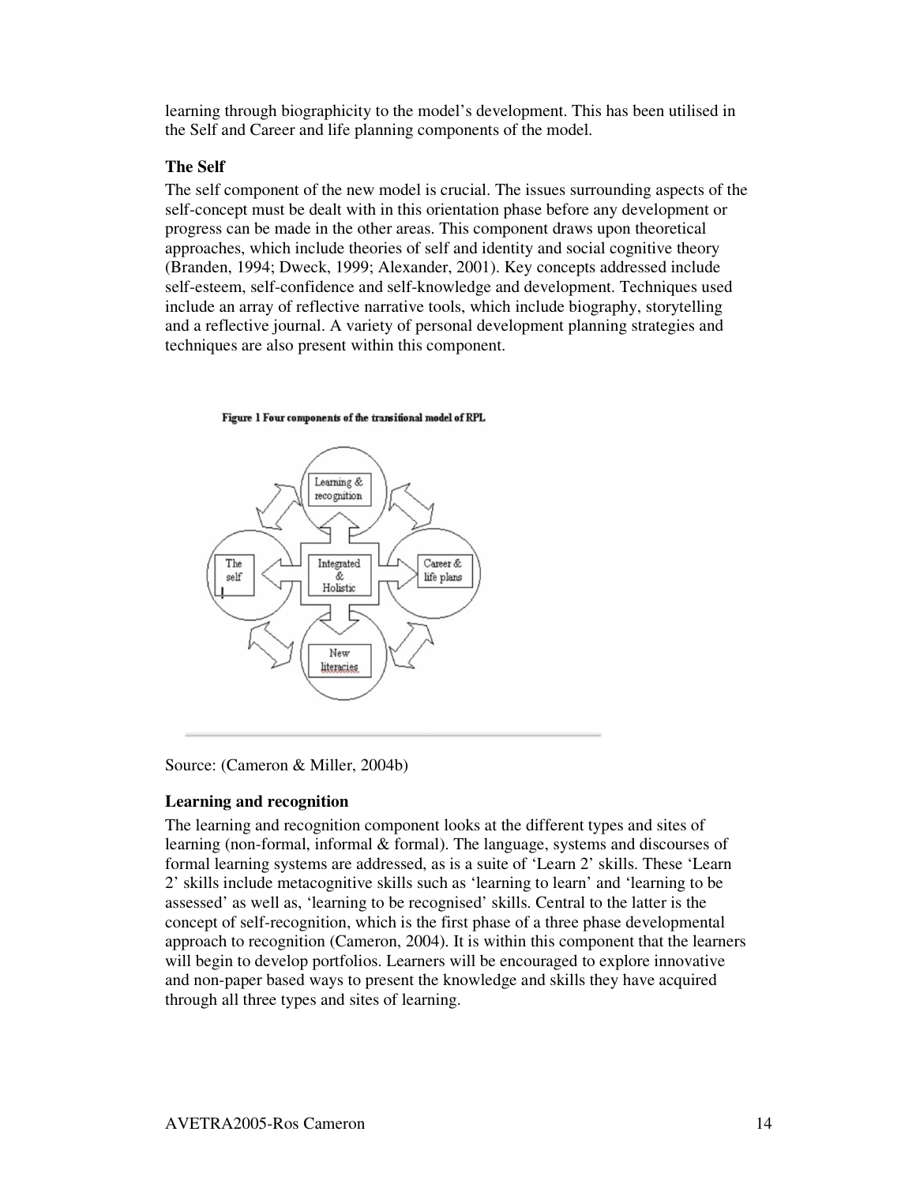learning through biographicity to the model's development. This has been utilised in the Self and Career and life planning components of the model.

**The Self**

The self component of the new model is crucial. The issues surrounding aspects of the self-concept must be dealt with in this orientation phase before any development or progress can be made in the other areas. This component draws upon theoretical approaches, which include theories of self and identity and social cognitive theory (Branden, 1994; Dweck, 1999; Alexander, 2001). Key concepts addressed include self-esteem, self-confidence and self-knowledge and development. Techniques used include an array of reflective narrative tools, which include biography, storytelling and a reflective journal. A variety of personal development planning strategies and techniques are also present within this component.

**Figure 1 Four components of the transitional model of RPL**

Learning & recognition

The self

Integrated & Holistic

Career & life plans

New literacies

Source: (Cameron & Miller, 2004b)

**Learning and recognition**

The learning and recognition component looks at the different types and sites of learning (non-formal, informal & formal). The language, systems and discourses of formal learning systems are addressed, as is a suite of 'Learn 2' skills. These 'Learn 2' skills include metacognitive skills such as 'learning to learn' and 'learning to be assessed' as well as, 'learning to be recognised' skills. Central to the latter is the concept of self-recognition, which is the first phase of a three phase developmental approach to recognition (Cameron, 2004). It is within this component that the learners will begin to develop portfolios. Learners will be encouraged to explore innovative and non-paper based ways to present the knowledge and skills they have acquired through all three types and sites of learning.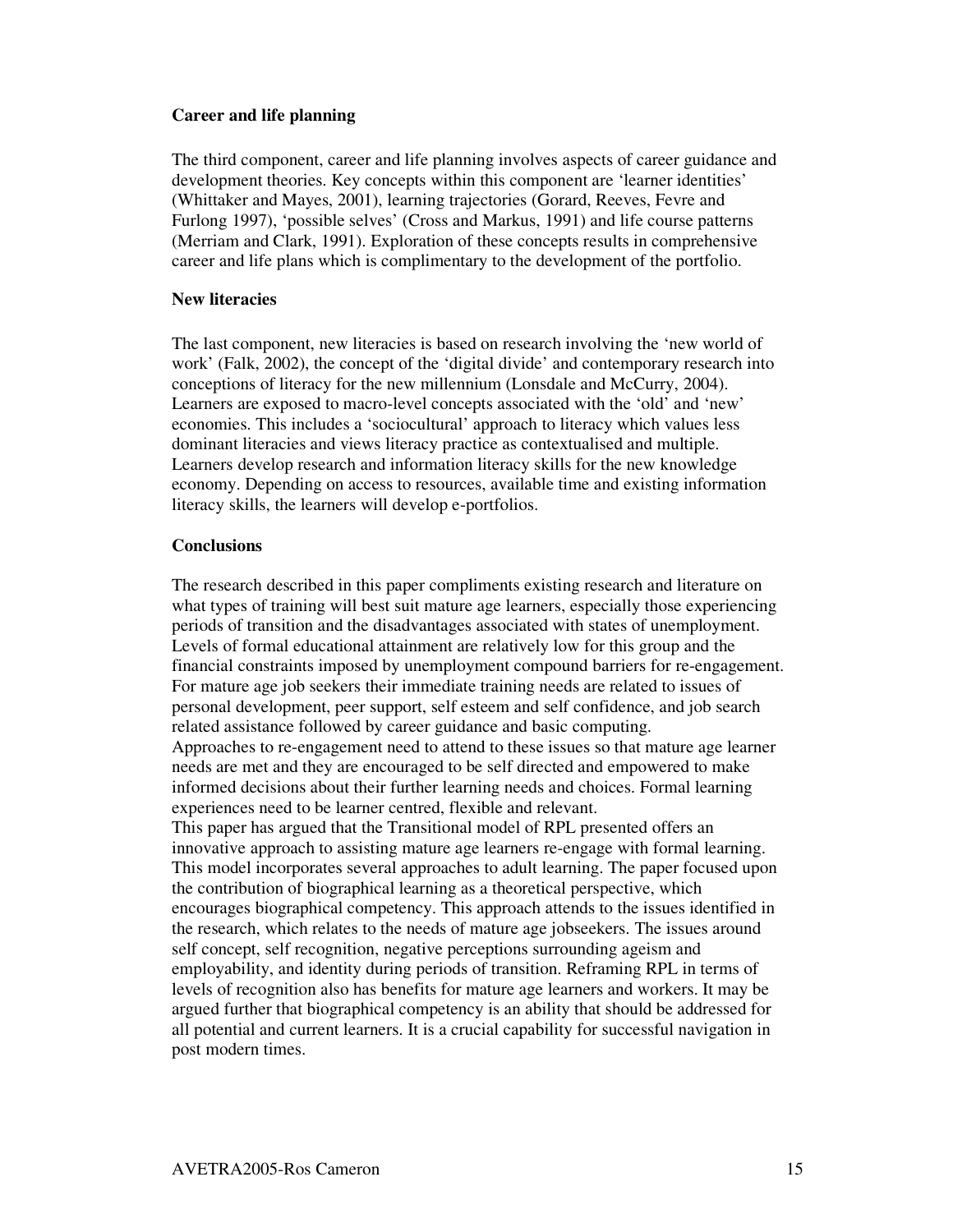### Career and life planning

The third component, career and life planning involves aspects of career guidance and development theories. Key concepts within this component are 'learner identities' (Whittaker and Mayes, 2001), learning trajectories (Gorard, Reeves, Fevre and Furlong 1997), 'possible selves' (Cross and Markus, 1991) and life course patterns (Merriam and Clark, 1991). Exploration of these concepts results in comprehensive career and life plans which is complimentary to the development of the portfolio.

### New literacies

The last component, new literacies is based on research involving the 'new world of work' (Falk, 2002), the concept of the 'digital divide' and contemporary research into conceptions of literacy for the new millennium (Lonsdale and McCurry, 2004). Learners are exposed to macro-level concepts associated with the 'old' and 'new' economies. This includes a 'sociocultural' approach to literacy which values less dominant literacies and views literacy practice as contextualised and multiple. Learners develop research and information literacy skills for the new knowledge economy. Depending on access to resources, available time and existing information literacy skills, the learners will develop e-portfolios.

### Conclusions

The research described in this paper compliments existing research and literature on what types of training will best suit mature age learners, especially those experiencing periods of transition and the disadvantages associated with states of unemployment. Levels of formal educational attainment are relatively low for this group and the financial constraints imposed by unemployment compound barriers for re-engagement. For mature age job seekers their immediate training needs are related to issues of personal development, peer support, self esteem and self confidence, and job search related assistance followed by career guidance and basic computing.
Approaches to re-engagement need to attend to these issues so that mature age learner needs are met and they are encouraged to be self directed and empowered to make informed decisions about their further learning needs and choices. Formal learning experiences need to be learner centred, flexible and relevant.
This paper has argued that the Transitional model of RPL presented offers an innovative approach to assisting mature age learners re-engage with formal learning. This model incorporates several approaches to adult learning. The paper focused upon the contribution of biographical learning as a theoretical perspective, which encourages biographical competency. This approach attends to the issues identified in the research, which relates to the needs of mature age jobseekers. The issues around self concept, self recognition, negative perceptions surrounding ageism and employability, and identity during periods of transition. Reframing RPL in terms of levels of recognition also has benefits for mature age learners and workers. It may be argued further that biographical competency is an ability that should be addressed for all potential and current learners. It is a crucial capability for successful navigation in post modern times.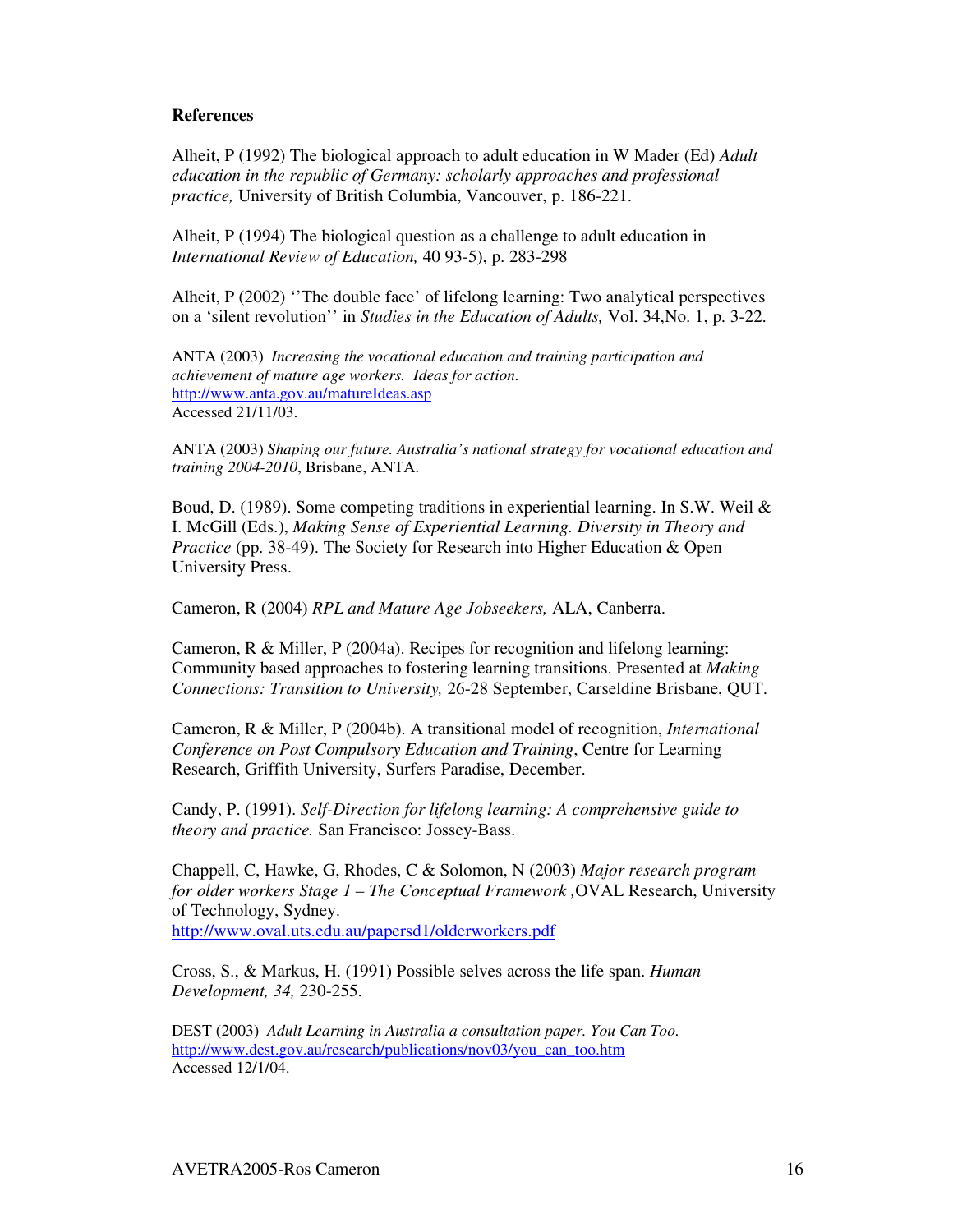**References**

Alheit, P (1992) The biological approach to adult education in W Mader (Ed) *Adult education in the republic of Germany: scholarly approaches and professional practice,* University of British Columbia, Vancouver, p. 186-221.

Alheit, P (1994) The biological question as a challenge to adult education in *International Review of Education,* 40 93-5), p. 283-298

Alheit, P (2002) ''The double face' of lifelong learning: Two analytical perspectives on a 'silent revolution'' in *Studies in the Education of Adults,* Vol. 34,No. 1, p. 3-22.

ANTA (2003) *Increasing the vocational education and training participation and achievement of mature age workers. Ideas for action.* http://www.anta.gov.au/matureIdeas.asp Accessed 21/11/03.

ANTA (2003) *Shaping our future. Australia's national strategy for vocational education and training 2004-2010*, Brisbane, ANTA.

Boud, D. (1989). Some competing traditions in experiential learning. In S.W. Weil & I. McGill (Eds.), *Making Sense of Experiential Learning. Diversity in Theory and Practice* (pp. 38-49). The Society for Research into Higher Education & Open University Press.

Cameron, R (2004) *RPL and Mature Age Jobseekers,* ALA, Canberra.

Cameron, R & Miller, P (2004a). Recipes for recognition and lifelong learning: Community based approaches to fostering learning transitions. Presented at *Making Connections: Transition to University,* 26-28 September, Carseldine Brisbane, QUT.

Cameron, R & Miller, P (2004b). A transitional model of recognition, *International Conference on Post Compulsory Education and Training*, Centre for Learning Research, Griffith University, Surfers Paradise, December.

Candy, P. (1991). *Self-Direction for lifelong learning: A comprehensive guide to theory and practice.* San Francisco: Jossey-Bass.

Chappell, C, Hawke, G, Rhodes, C & Solomon, N (2003) *Major research program for older workers Stage 1 – The Conceptual Framework* ,OVAL Research, University of Technology, Sydney. http://www.oval.uts.edu.au/papersd1/olderworkers.pdf

Cross, S., & Markus, H. (1991) Possible selves across the life span. *Human Development, 34,* 230-255.

DEST (2003) *Adult Learning in Australia a consultation paper. You Can Too.* http://www.dest.gov.au/research/publications/nov03/you_can_too.htm Accessed 12/1/04.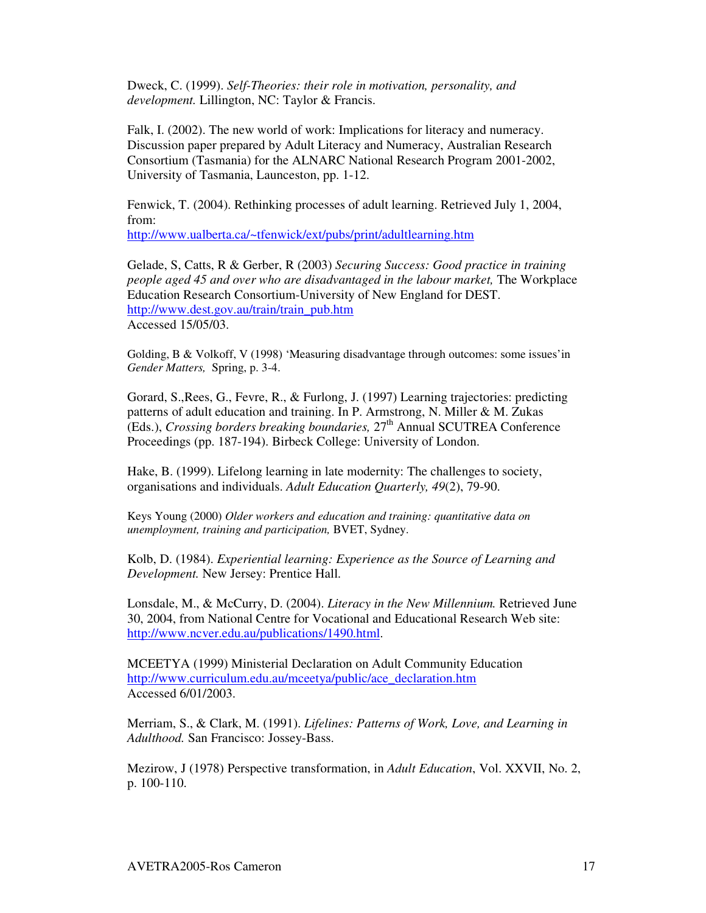Dweck, C. (1999). *Self-Theories: their role in motivation, personality, and development.* Lillington, NC: Taylor & Francis.

Falk, I. (2002). The new world of work: Implications for literacy and numeracy. Discussion paper prepared by Adult Literacy and Numeracy, Australian Research Consortium (Tasmania) for the ALNARC National Research Program 2001-2002, University of Tasmania, Launceston, pp. 1-12.

Fenwick, T. (2004). Rethinking processes of adult learning. Retrieved July 1, 2004, from:
http://www.ualberta.ca/~tfenwick/ext/pubs/print/adultlearning.htm

Gelade, S, Catts, R & Gerber, R (2003) *Securing Success: Good practice in training people aged 45 and over who are disadvantaged in the labour market,* The Workplace Education Research Consortium-University of New England for DEST. http://www.dest.gov.au/train/train_pub.htm
Accessed 15/05/03.

Golding, B & Volkoff, V (1998) 'Measuring disadvantage through outcomes: some issues'in *Gender Matters,* Spring, p. 3-4.

Gorard, S.,Rees, G., Fevre, R., & Furlong, J. (1997) Learning trajectories: predicting patterns of adult education and training. In P. Armstrong, N. Miller & M. Zukas (Eds.), *Crossing borders breaking boundaries,* 27th Annual SCUTREA Conference Proceedings (pp. 187-194). Birbeck College: University of London.

Hake, B. (1999). Lifelong learning in late modernity: The challenges to society, organisations and individuals. *Adult Education Quarterly, 49*(2), 79-90.

Keys Young (2000) *Older workers and education and training: quantitative data on unemployment, training and participation,* BVET, Sydney.

Kolb, D. (1984). *Experiential learning: Experience as the Source of Learning and Development.* New Jersey: Prentice Hall.

Lonsdale, M., & McCurry, D. (2004). *Literacy in the New Millennium.* Retrieved June 30, 2004, from National Centre for Vocational and Educational Research Web site: http://www.ncver.edu.au/publications/1490.html.

MCEETYA (1999) Ministerial Declaration on Adult Community Education
http://www.curriculum.edu.au/mceetya/public/ace_declaration.htm
Accessed 6/01/2003.

Merriam, S., & Clark, M. (1991). *Lifelines: Patterns of Work, Love, and Learning in Adulthood.* San Francisco: Jossey-Bass.

Mezirow, J (1978) Perspective transformation, in *Adult Education*, Vol. XXVII, No. 2, p. 100-110.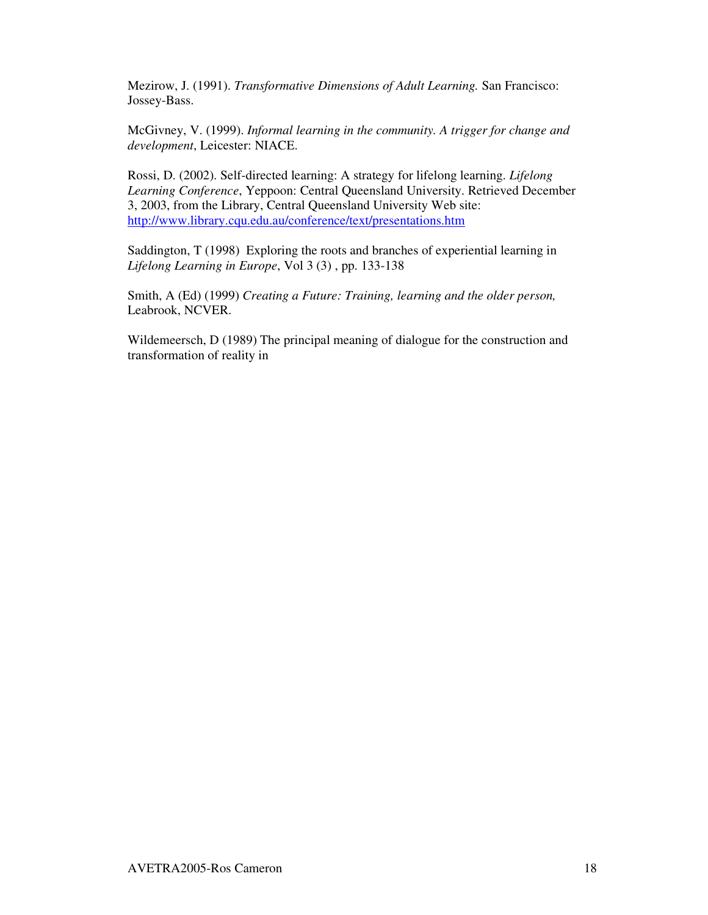Mezirow, J. (1991). *Transformative Dimensions of Adult Learning.* San Francisco: Jossey-Bass.

McGivney, V. (1999). *Informal learning in the community. A trigger for change and development*, Leicester: NIACE.

Rossi, D. (2002). Self-directed learning: A strategy for lifelong learning. *Lifelong Learning Conference*, Yeppoon: Central Queensland University. Retrieved December 3, 2003, from the Library, Central Queensland University Web site: http://www.library.cqu.edu.au/conference/text/presentations.htm

Saddington, T (1998) Exploring the roots and branches of experiential learning in *Lifelong Learning in Europe*, Vol 3 (3) , pp. 133-138

Smith, A (Ed) (1999) *Creating a Future: Training, learning and the older person,* Leabrook, NCVER.

Wildemeersch, D (1989) The principal meaning of dialogue for the construction and transformation of reality in